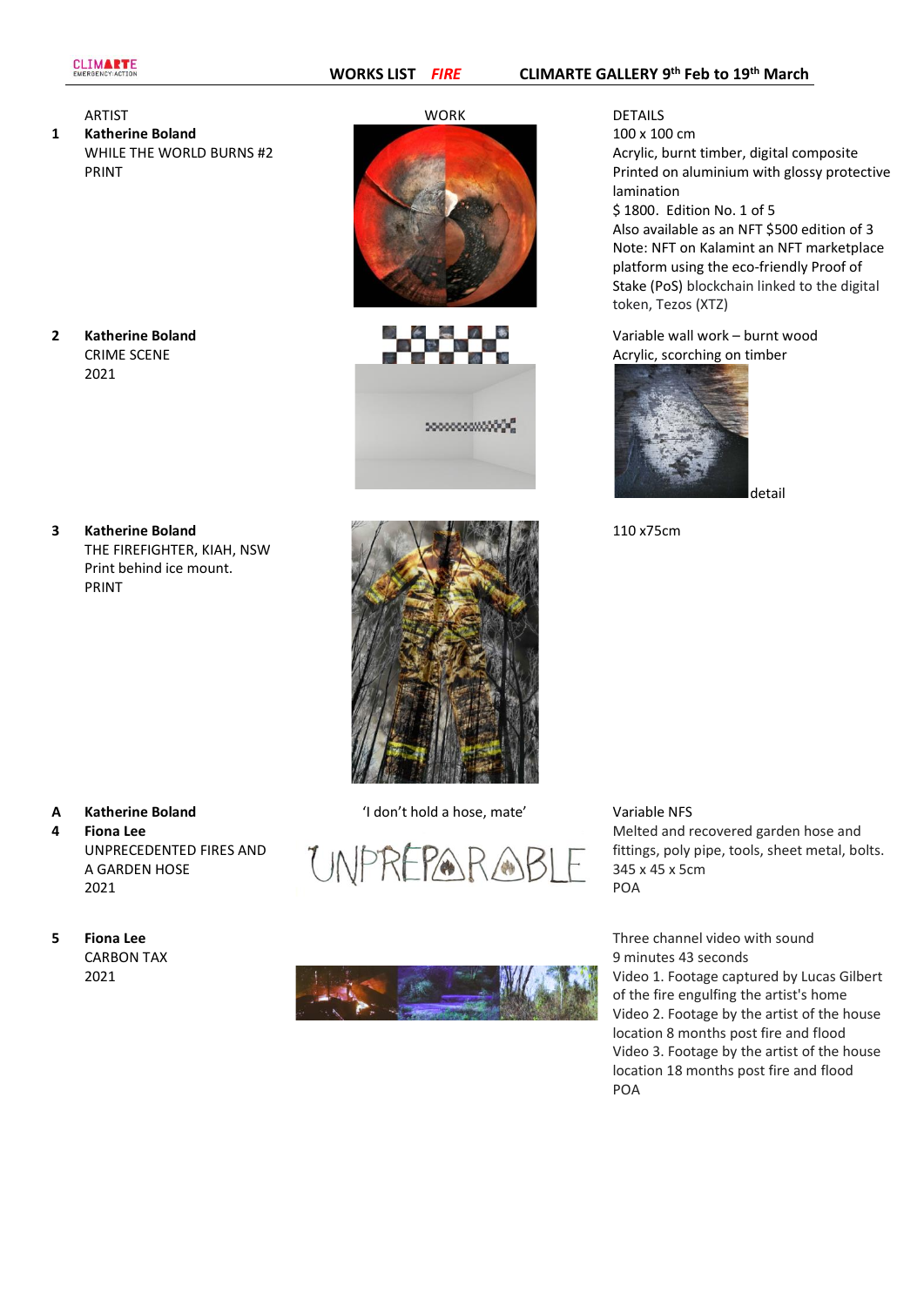CLIMARTE EMERGENCY·ACTION

# WORKS LIST *FIRE* CLIMARTE GALLERY 9th Feb to 19th March

| | ARTIST | WORK | DETAILS |
|---|---|---|---|
| 1 | **Katherine Boland** WHILE THE WORLD BURNS #2 PRINT | | 100 x 100 cm Acrylic, burnt timber, digital composite Printed on aluminium with glossy protective lamination $ 1800. Edition No. 1 of 5 Also available as an NFT $500 edition of 3 Note: NFT on Kalamint an NFT marketplace platform using the eco-friendly Proof of Stake (PoS) blockchain linked to the digital token, Tezos (XTZ) |
| 2 | **Katherine Boland** CRIME SCENE 2021 | | Variable wall work – burnt wood Acrylic, scorching on timber detail |
| 3 | **Katherine Boland** THE FIREFIGHTER, KIAH, NSW Print behind ice mount. PRINT | | 110 x75cm |
| A 4 | **Katherine Boland** **Fiona Lee** UNPRECEDENTED FIRES AND A GARDEN HOSE 2021 | 'I don't hold a hose, mate' UNPREPARABLE | Variable NFS Melted and recovered garden hose and fittings, poly pipe, tools, sheet metal, bolts. 345 x 45 x 5cm POA |
| 5 | **Fiona Lee** CARBON TAX 2021 | | Three channel video with sound 9 minutes 43 seconds Video 1. Footage captured by Lucas Gilbert of the fire engulfing the artist's home Video 2. Footage by the artist of the house location 8 months post fire and flood Video 3. Footage by the artist of the house location 18 months post fire and flood POA |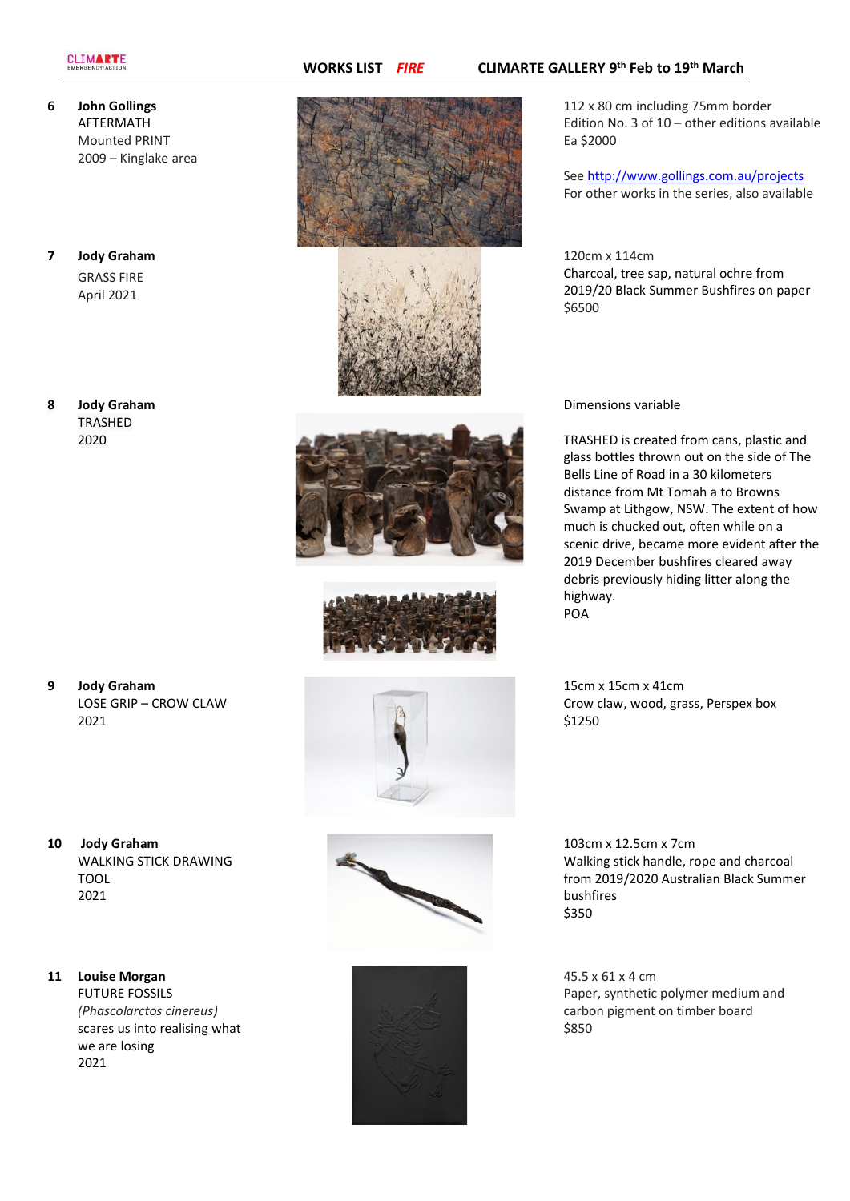**WORKS LIST** ***FIRE*** **CLIMARTE GALLERY 9th Feb to 19th March**

| | Artist / Work | Details |
|---|---|---|
| 6 | **John Gollings**<br>AFTERMATH<br>Mounted PRINT<br>2009 – Kinglake area | 112 x 80 cm including 75mm border<br>Edition No. 3 of 10 – other editions available<br>Ea $2000<br><br>See http://www.gollings.com.au/projects<br>For other works in the series, also available |
| 7 | **Jody Graham**<br>GRASS FIRE<br>April 2021 | 120cm x 114cm<br>Charcoal, tree sap, natural ochre from 2019/20 Black Summer Bushfires on paper<br>$6500 |
| 8 | **Jody Graham**<br>TRASHED<br>2020 | Dimensions variable<br><br>TRASHED is created from cans, plastic and glass bottles thrown out on the side of The Bells Line of Road in a 30 kilometers distance from Mt Tomah a to Browns Swamp at Lithgow, NSW. The extent of how much is chucked out, often while on a scenic drive, became more evident after the 2019 December bushfires cleared away debris previously hiding litter along the highway.<br>POA |
| 9 | **Jody Graham**<br>LOSE GRIP – CROW CLAW<br>2021 | 15cm x 15cm x 41cm<br>Crow claw, wood, grass, Perspex box<br>$1250 |
| 10 | **Jody Graham**<br>WALKING STICK DRAWING TOOL<br>2021 | 103cm x 12.5cm x 7cm<br>Walking stick handle, rope and charcoal from 2019/2020 Australian Black Summer bushfires<br>$350 |
| 11 | **Louise Morgan**<br>FUTURE FOSSILS<br>*(Phascolarctos cinereus)*<br>scares us into realising what we are losing<br>2021 | 45.5 x 61 x 4 cm<br>Paper, synthetic polymer medium and carbon pigment on timber board<br>$850 |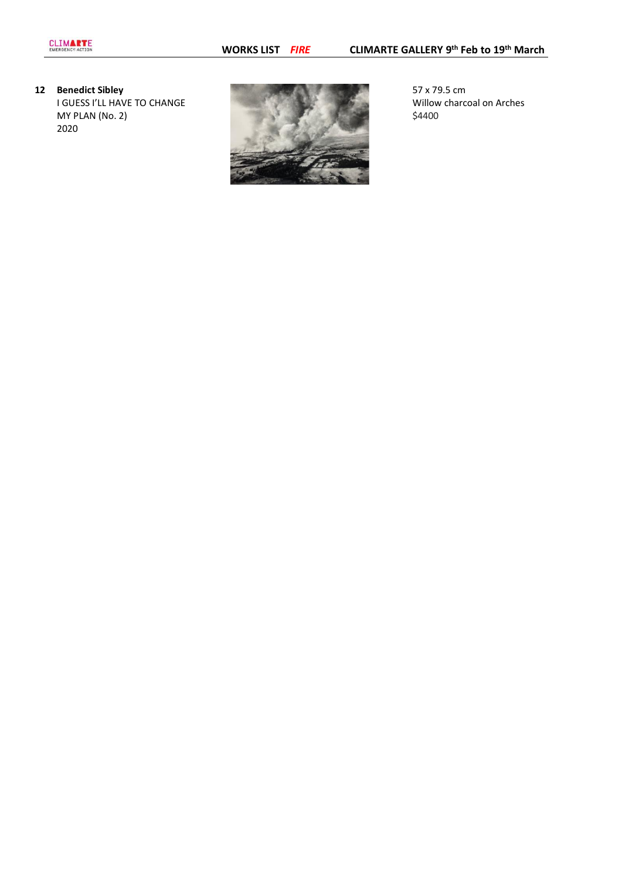**12** **Benedict Sibley**
I GUESS I'LL HAVE TO CHANGE MY PLAN (No. 2)
2020

57 x 79.5 cm
Willow charcoal on Arches
$4400